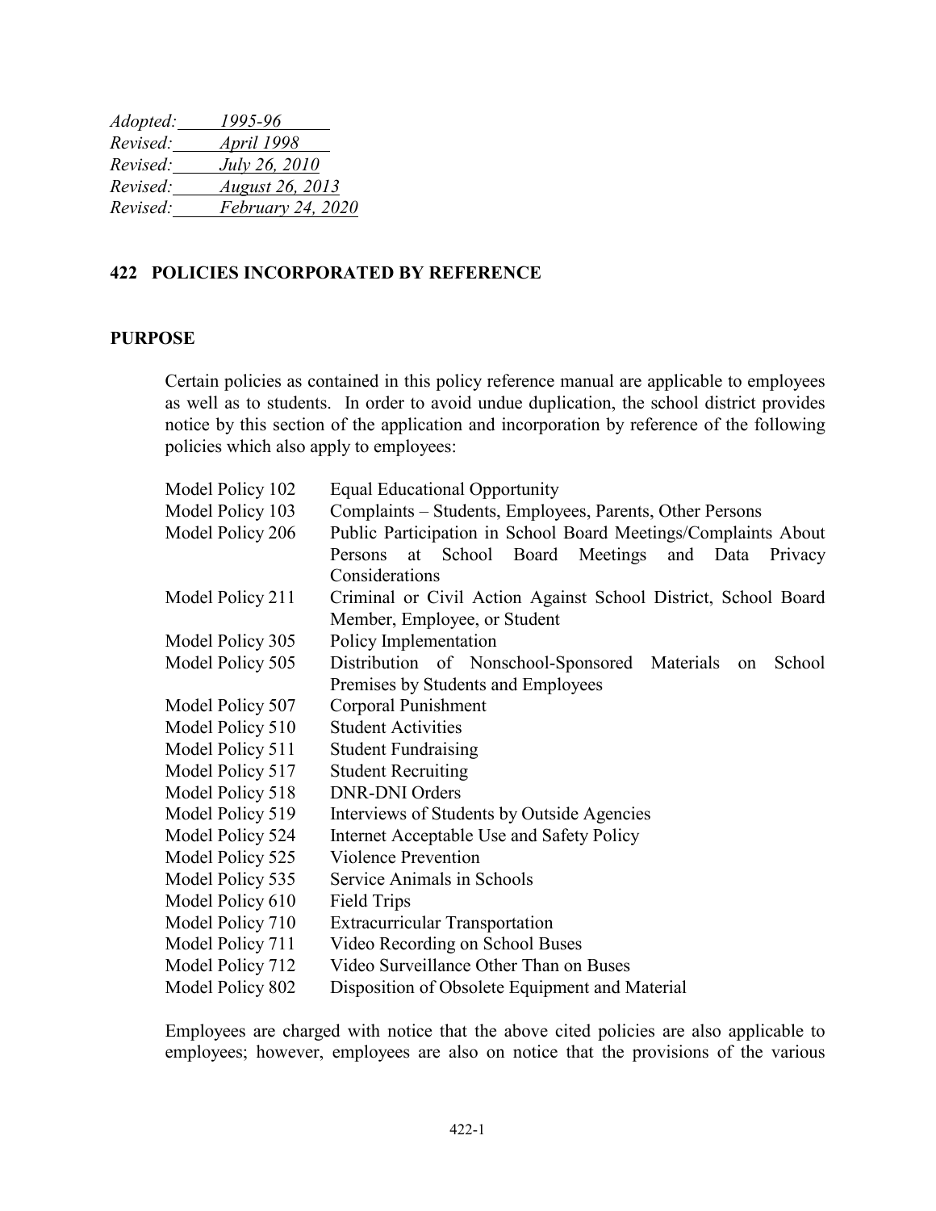*Adopted:* *1995-96*
*Revised:* *April 1998*
*Revised:* *July 26, 2010*
*Revised:* *August 26, 2013*
*Revised:* *February 24, 2020*

## 422 POLICIES INCORPORATED BY REFERENCE

### PURPOSE

Certain policies as contained in this policy reference manual are applicable to employees as well as to students. In order to avoid undue duplication, the school district provides notice by this section of the application and incorporation by reference of the following policies which also apply to employees:

| | |
|---|---|
| Model Policy 102 | Equal Educational Opportunity |
| Model Policy 103 | Complaints – Students, Employees, Parents, Other Persons |
| Model Policy 206 | Public Participation in School Board Meetings/Complaints About Persons at School Board Meetings and Data Privacy Considerations |
| Model Policy 211 | Criminal or Civil Action Against School District, School Board Member, Employee, or Student |
| Model Policy 305 | Policy Implementation |
| Model Policy 505 | Distribution of Nonschool-Sponsored Materials on School Premises by Students and Employees |
| Model Policy 507 | Corporal Punishment |
| Model Policy 510 | Student Activities |
| Model Policy 511 | Student Fundraising |
| Model Policy 517 | Student Recruiting |
| Model Policy 518 | DNR-DNI Orders |
| Model Policy 519 | Interviews of Students by Outside Agencies |
| Model Policy 524 | Internet Acceptable Use and Safety Policy |
| Model Policy 525 | Violence Prevention |
| Model Policy 535 | Service Animals in Schools |
| Model Policy 610 | Field Trips |
| Model Policy 710 | Extracurricular Transportation |
| Model Policy 711 | Video Recording on School Buses |
| Model Policy 712 | Video Surveillance Other Than on Buses |
| Model Policy 802 | Disposition of Obsolete Equipment and Material |

Employees are charged with notice that the above cited policies are also applicable to employees; however, employees are also on notice that the provisions of the various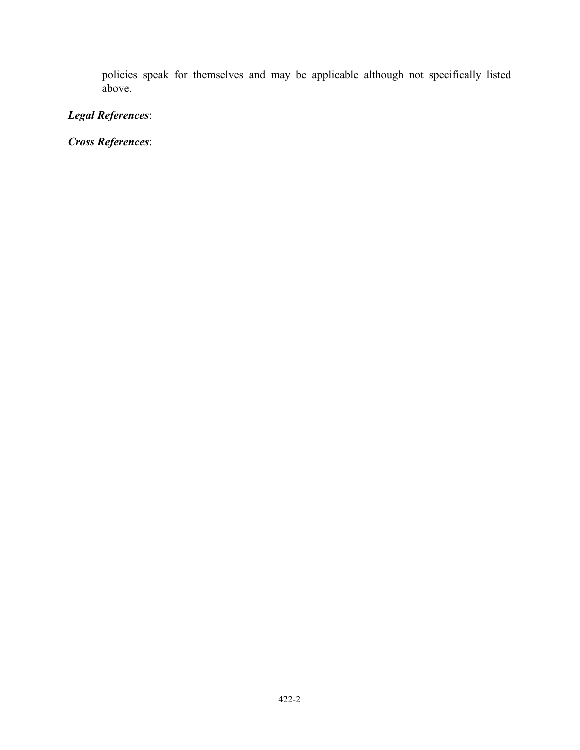policies speak for themselves and may be applicable although not specifically listed above.

***Legal References***:

***Cross References***: